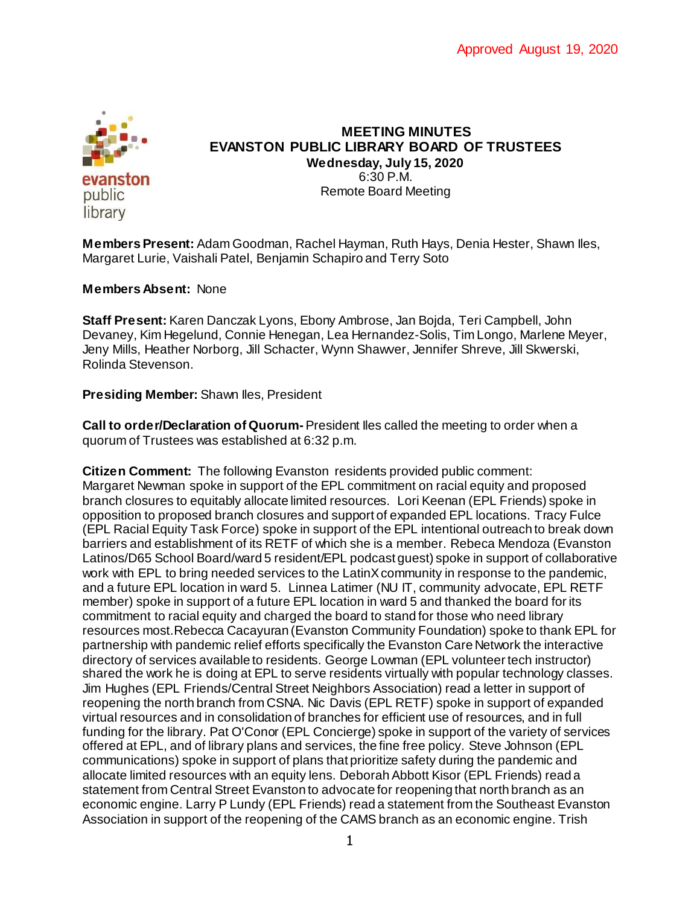Approved August 19, 2020

# MEETING MINUTES
## EVANSTON PUBLIC LIBRARY BOARD OF TRUSTEES
**Wednesday, July 15, 2020**
6:30 P.M.
Remote Board Meeting

**Members Present:** Adam Goodman, Rachel Hayman, Ruth Hays, Denia Hester, Shawn Iles, Margaret Lurie, Vaishali Patel, Benjamin Schapiro and Terry Soto

**Members Absent:** None

**Staff Present:** Karen Danczak Lyons, Ebony Ambrose, Jan Bojda, Teri Campbell, John Devaney, Kim Hegelund, Connie Henegan, Lea Hernandez-Solis, Tim Longo, Marlene Meyer, Jeny Mills, Heather Norborg, Jill Schacter, Wynn Shawver, Jennifer Shreve, Jill Skwerski, Rolinda Stevenson.

**Presiding Member:** Shawn Iles, President

**Call to order/Declaration of Quorum-** President Iles called the meeting to order when a quorum of Trustees was established at 6:32 p.m.

**Citizen Comment:** The following Evanston residents provided public comment: Margaret Newman spoke in support of the EPL commitment on racial equity and proposed branch closures to equitably allocate limited resources. Lori Keenan (EPL Friends) spoke in opposition to proposed branch closures and support of expanded EPL locations. Tracy Fulce (EPL Racial Equity Task Force) spoke in support of the EPL intentional outreach to break down barriers and establishment of its RETF of which she is a member. Rebeca Mendoza (Evanston Latinos/D65 School Board/ward 5 resident/EPL podcast guest) spoke in support of collaborative work with EPL to bring needed services to the LatinX community in response to the pandemic, and a future EPL location in ward 5. Linnea Latimer (NU IT, community advocate, EPL RETF member) spoke in support of a future EPL location in ward 5 and thanked the board for its commitment to racial equity and charged the board to stand for those who need library resources most. Rebecca Cacayuran (Evanston Community Foundation) spoke to thank EPL for partnership with pandemic relief efforts specifically the Evanston Care Network the interactive directory of services available to residents. George Lowman (EPL volunteer tech instructor) shared the work he is doing at EPL to serve residents virtually with popular technology classes. Jim Hughes (EPL Friends/Central Street Neighbors Association) read a letter in support of reopening the north branch from CSNA. Nic Davis (EPL RETF) spoke in support of expanded virtual resources and in consolidation of branches for efficient use of resources, and in full funding for the library. Pat O'Conor (EPL Concierge) spoke in support of the variety of services offered at EPL, and of library plans and services, the fine free policy. Steve Johnson (EPL communications) spoke in support of plans that prioritize safety during the pandemic and allocate limited resources with an equity lens. Deborah Abbott Kisor (EPL Friends) read a statement from Central Street Evanston to advocate for reopening that north branch as an economic engine. Larry P Lundy (EPL Friends) read a statement from the Southeast Evanston Association in support of the reopening of the CAMS branch as an economic engine. Trish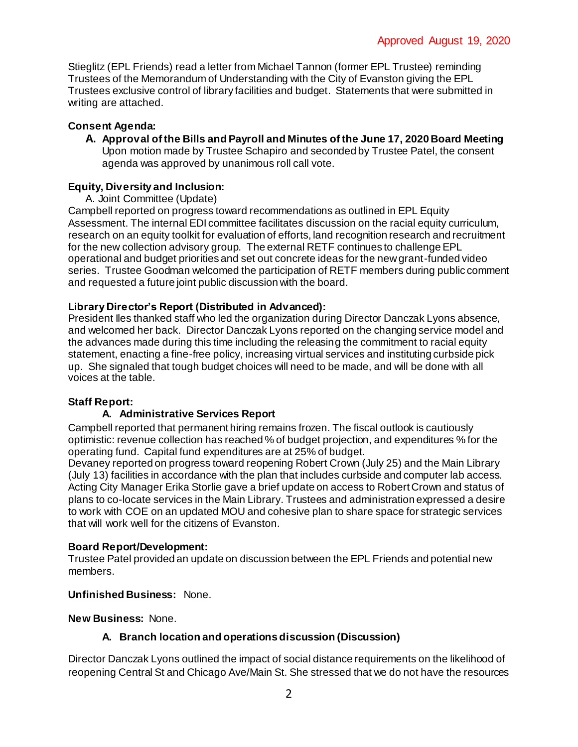Approved August 19, 2020

Stieglitz (EPL Friends) read a letter from Michael Tannon (former EPL Trustee) reminding Trustees of the Memorandum of Understanding with the City of Evanston giving the EPL Trustees exclusive control of library facilities and budget. Statements that were submitted in writing are attached.

**Consent Agenda:**

**A. Approval of the Bills and Payroll and Minutes of the June 17, 2020 Board Meeting**
Upon motion made by Trustee Schapiro and seconded by Trustee Patel, the consent agenda was approved by unanimous roll call vote.

**Equity, Diversity and Inclusion:**

A. Joint Committee (Update)

Campbell reported on progress toward recommendations as outlined in EPL Equity Assessment. The internal EDI committee facilitates discussion on the racial equity curriculum, research on an equity toolkit for evaluation of efforts, land recognition research and recruitment for the new collection advisory group. The external RETF continues to challenge EPL operational and budget priorities and set out concrete ideas for the new grant-funded video series. Trustee Goodman welcomed the participation of RETF members during public comment and requested a future joint public discussion with the board.

**Library Director's Report (Distributed in Advanced):**

President Iles thanked staff who led the organization during Director Danczak Lyons absence, and welcomed her back. Director Danczak Lyons reported on the changing service model and the advances made during this time including the releasing the commitment to racial equity statement, enacting a fine-free policy, increasing virtual services and instituting curbside pick up. She signaled that tough budget choices will need to be made, and will be done with all voices at the table.

**Staff Report:**

**A. Administrative Services Report**

Campbell reported that permanent hiring remains frozen. The fiscal outlook is cautiously optimistic: revenue collection has reached % of budget projection, and expenditures % for the operating fund. Capital fund expenditures are at 25% of budget.

Devaney reported on progress toward reopening Robert Crown (July 25) and the Main Library (July 13) facilities in accordance with the plan that includes curbside and computer lab access. Acting City Manager Erika Storlie gave a brief update on access to Robert Crown and status of plans to co-locate services in the Main Library. Trustees and administration expressed a desire to work with COE on an updated MOU and cohesive plan to share space for strategic services that will work well for the citizens of Evanston.

**Board Report/Development:**

Trustee Patel provided an update on discussion between the EPL Friends and potential new members.

**Unfinished Business:** None.

**New Business:** None.

**A. Branch location and operations discussion (Discussion)**

Director Danczak Lyons outlined the impact of social distance requirements on the likelihood of reopening Central St and Chicago Ave/Main St. She stressed that we do not have the resources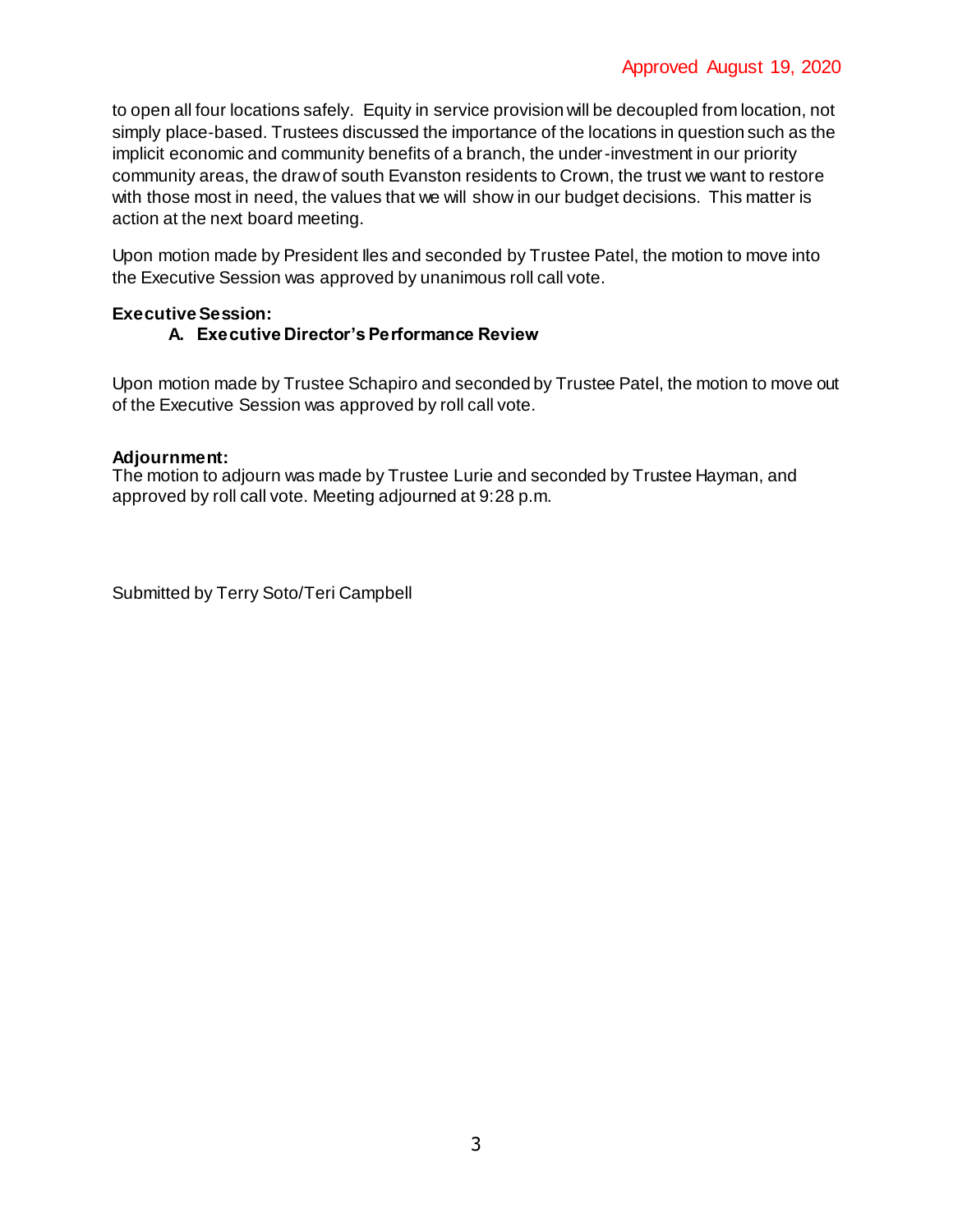Approved August 19, 2020

to open all four locations safely. Equity in service provision will be decoupled from location, not simply place-based. Trustees discussed the importance of the locations in question such as the implicit economic and community benefits of a branch, the under-investment in our priority community areas, the draw of south Evanston residents to Crown, the trust we want to restore with those most in need, the values that we will show in our budget decisions. This matter is action at the next board meeting.

Upon motion made by President Iles and seconded by Trustee Patel, the motion to move into the Executive Session was approved by unanimous roll call vote.

**Executive Session:**

**A. Executive Director's Performance Review**

Upon motion made by Trustee Schapiro and seconded by Trustee Patel, the motion to move out of the Executive Session was approved by roll call vote.

**Adjournment:**
The motion to adjourn was made by Trustee Lurie and seconded by Trustee Hayman, and approved by roll call vote. Meeting adjourned at 9:28 p.m.

Submitted by Terry Soto/Teri Campbell